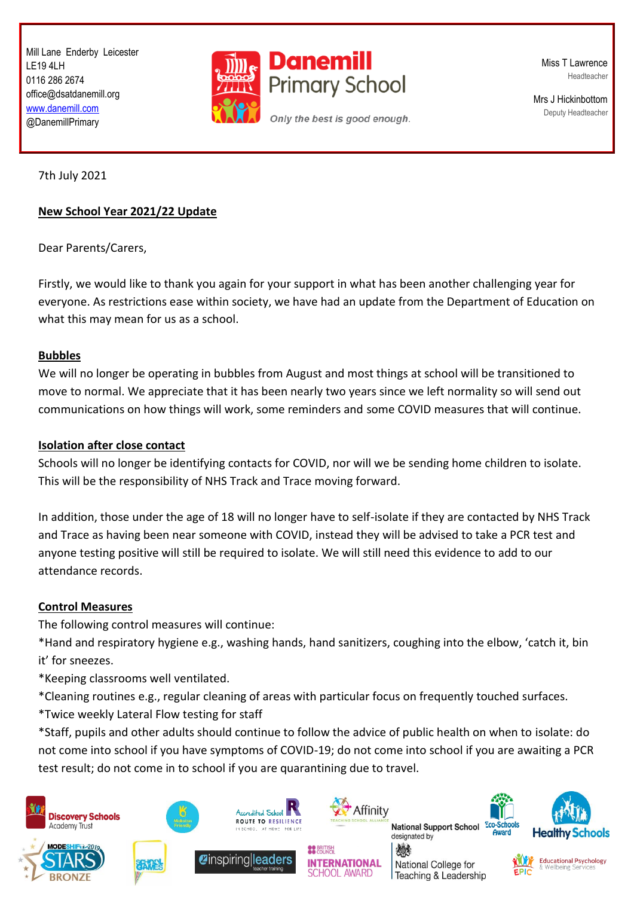Mill Lane Enderby Leicester
LE19 4LH
0116 286 2674
office@dsatdanemill.org
www.danemill.com
@DanemillPrimary

**Danemill Primary School**

*Only the best is good enough.*

Miss T Lawrence
Headteacher

Mrs J Hickinbottom
Deputy Headteacher

7th July 2021

**New School Year 2021/22 Update**

Dear Parents/Carers,

Firstly, we would like to thank you again for your support in what has been another challenging year for everyone. As restrictions ease within society, we have had an update from the Department of Education on what this may mean for us as a school.

**Bubbles**

We will no longer be operating in bubbles from August and most things at school will be transitioned to move to normal. We appreciate that it has been nearly two years since we left normality so will send out communications on how things will work, some reminders and some COVID measures that will continue.

**Isolation after close contact**

Schools will no longer be identifying contacts for COVID, nor will we be sending home children to isolate. This will be the responsibility of NHS Track and Trace moving forward.

In addition, those under the age of 18 will no longer have to self-isolate if they are contacted by NHS Track and Trace as having been near someone with COVID, instead they will be advised to take a PCR test and anyone testing positive will still be required to isolate. We will still need this evidence to add to our attendance records.

**Control Measures**

The following control measures will continue:

*Hand and respiratory hygiene e.g., washing hands, hand sanitizers, coughing into the elbow, 'catch it, bin it' for sneezes.

*Keeping classrooms well ventilated.

*Cleaning routines e.g., regular cleaning of areas with particular focus on frequently touched surfaces.

*Twice weekly Lateral Flow testing for staff

*Staff, pupils and other adults should continue to follow the advice of public health on when to isolate: do not come into school if you have symptoms of COVID-19; do not come into school if you are awaiting a PCR test result; do not come in to school if you are quarantining due to travel.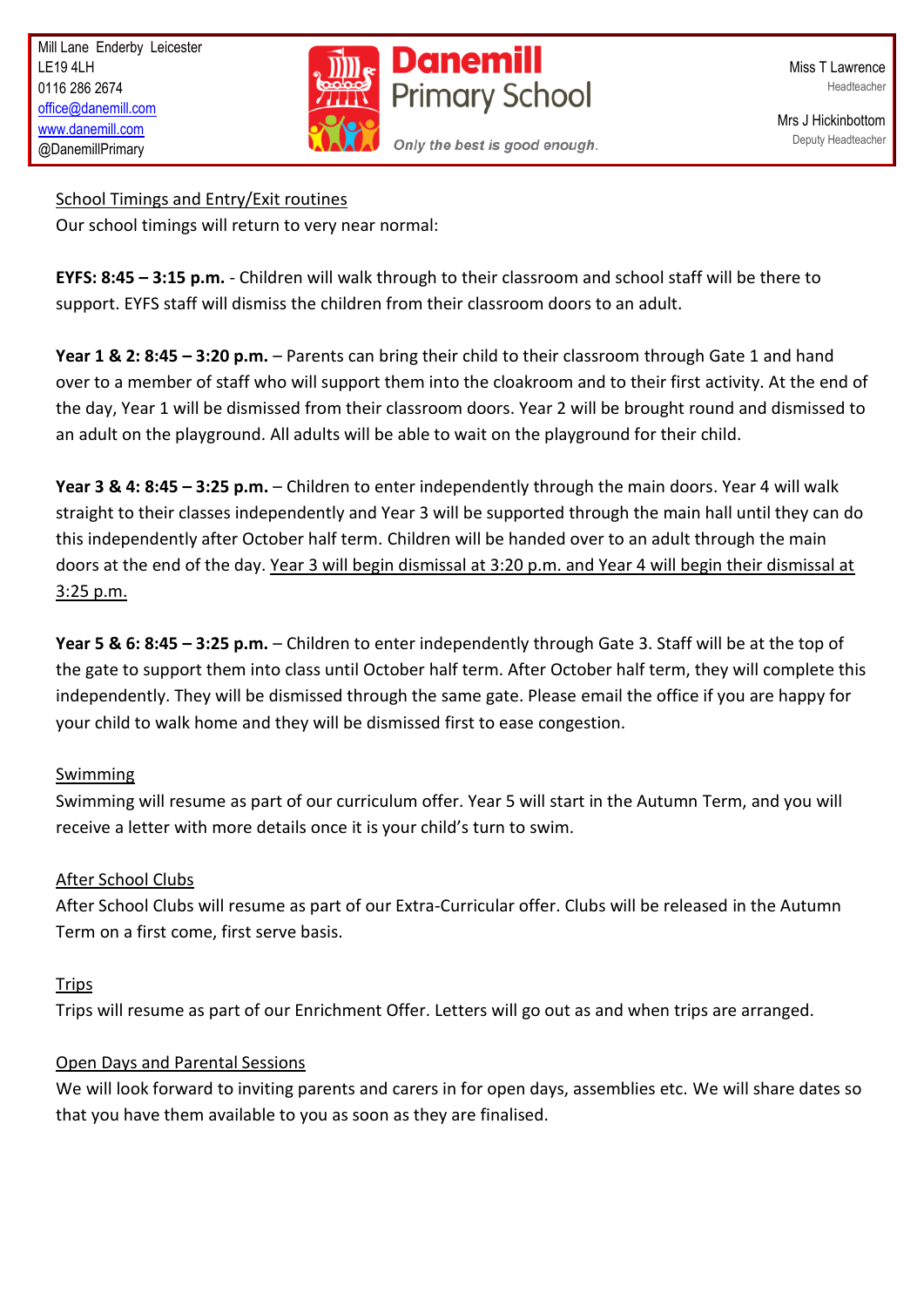## School Timings and Entry/Exit routines

Our school timings will return to very near normal:

**EYFS: 8:45 – 3:15 p.m.** - Children will walk through to their classroom and school staff will be there to support. EYFS staff will dismiss the children from their classroom doors to an adult.

**Year 1 & 2: 8:45 – 3:20 p.m.** – Parents can bring their child to their classroom through Gate 1 and hand over to a member of staff who will support them into the cloakroom and to their first activity. At the end of the day, Year 1 will be dismissed from their classroom doors. Year 2 will be brought round and dismissed to an adult on the playground. All adults will be able to wait on the playground for their child.

**Year 3 & 4: 8:45 – 3:25 p.m.** – Children to enter independently through the main doors. Year 4 will walk straight to their classes independently and Year 3 will be supported through the main hall until they can do this independently after October half term. Children will be handed over to an adult through the main doors at the end of the day. Year 3 will begin dismissal at 3:20 p.m. and Year 4 will begin their dismissal at 3:25 p.m.

**Year 5 & 6: 8:45 – 3:25 p.m.** – Children to enter independently through Gate 3. Staff will be at the top of the gate to support them into class until October half term. After October half term, they will complete this independently. They will be dismissed through the same gate. Please email the office if you are happy for your child to walk home and they will be dismissed first to ease congestion.

## Swimming

Swimming will resume as part of our curriculum offer. Year 5 will start in the Autumn Term, and you will receive a letter with more details once it is your child's turn to swim.

## After School Clubs

After School Clubs will resume as part of our Extra-Curricular offer. Clubs will be released in the Autumn Term on a first come, first serve basis.

## Trips

Trips will resume as part of our Enrichment Offer. Letters will go out as and when trips are arranged.

## Open Days and Parental Sessions

We will look forward to inviting parents and carers in for open days, assemblies etc. We will share dates so that you have them available to you as soon as they are finalised.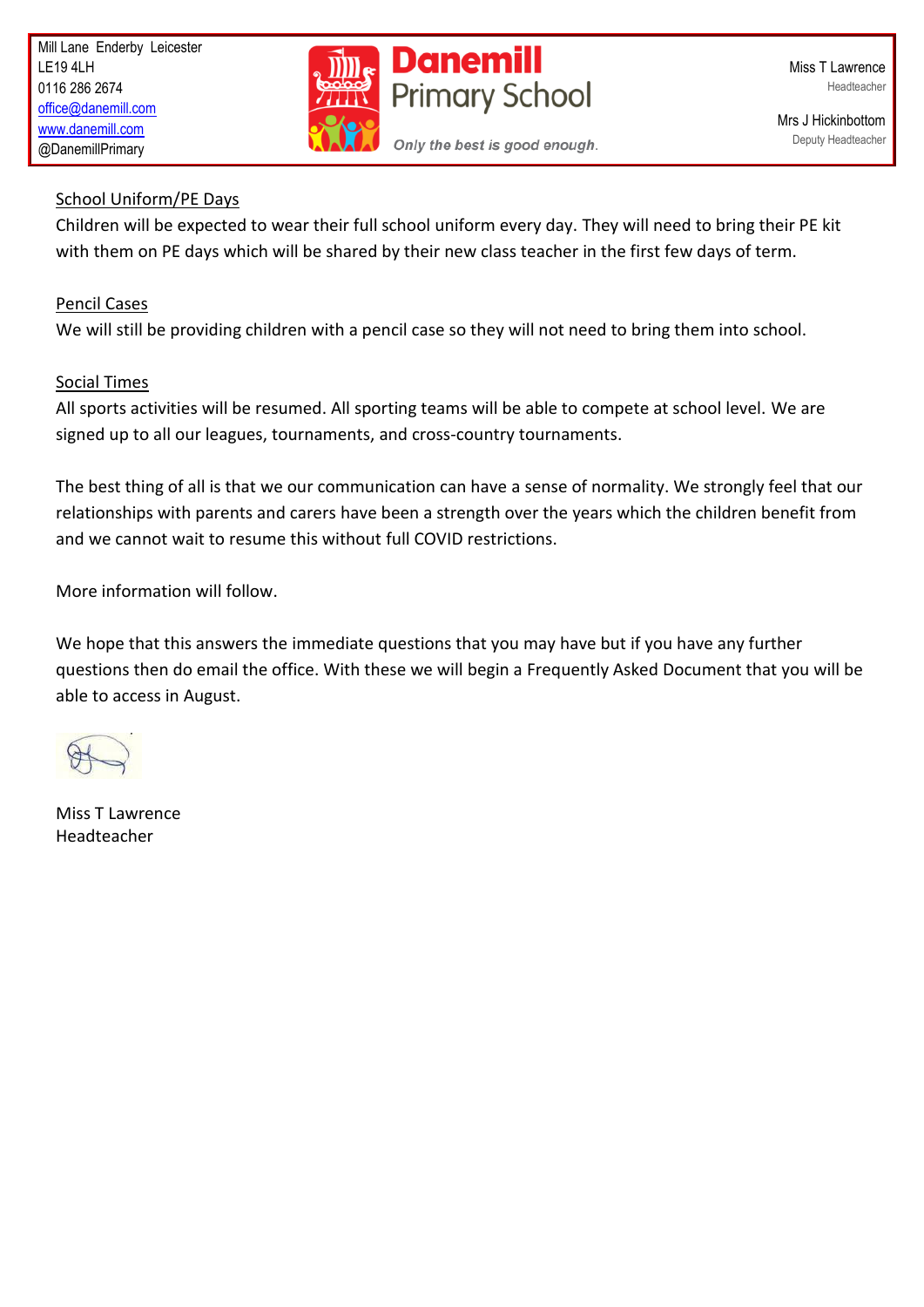Mill Lane Enderby Leicester
LE19 4LH
0116 286 2674
office@danemill.com
www.danemill.com
@DanemillPrimary

**Danemill Primary School**

*Only the best is good enough.*

Miss T Lawrence
Headteacher

Mrs J Hickinbottom
Deputy Headteacher

School Uniform/PE Days

Children will be expected to wear their full school uniform every day. They will need to bring their PE kit with them on PE days which will be shared by their new class teacher in the first few days of term.

Pencil Cases

We will still be providing children with a pencil case so they will not need to bring them into school.

Social Times

All sports activities will be resumed. All sporting teams will be able to compete at school level. We are signed up to all our leagues, tournaments, and cross-country tournaments.

The best thing of all is that we our communication can have a sense of normality. We strongly feel that our relationships with parents and carers have been a strength over the years which the children benefit from and we cannot wait to resume this without full COVID restrictions.

More information will follow.

We hope that this answers the immediate questions that you may have but if you have any further questions then do email the office. With these we will begin a Frequently Asked Document that you will be able to access in August.

Miss T Lawrence
Headteacher